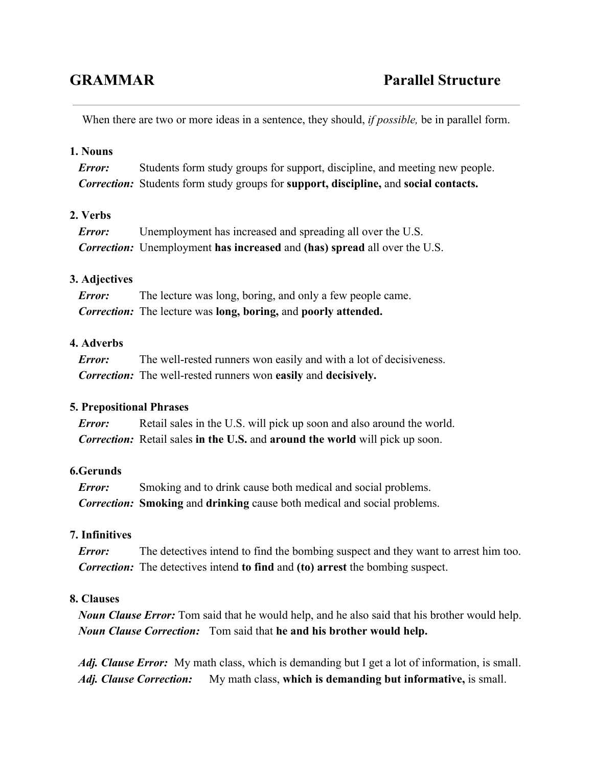# GRAMMAR — Parallel Structure

When there are two or more ideas in a sentence, they should, *if possible,* be in parallel form.

### 1. Nouns

***Error:*** Students form study groups for support, discipline, and meeting new people.
***Correction:*** Students form study groups for **support, discipline,** and **social contacts.**

### 2. Verbs

***Error:*** Unemployment has increased and spreading all over the U.S.
***Correction:*** Unemployment **has increased** and **(has) spread** all over the U.S.

### 3. Adjectives

***Error:*** The lecture was long, boring, and only a few people came.
***Correction:*** The lecture was **long, boring,** and **poorly attended.**

### 4. Adverbs

***Error:*** The well-rested runners won easily and with a lot of decisiveness.
***Correction:*** The well-rested runners won **easily** and **decisively.**

### 5. Prepositional Phrases

***Error:*** Retail sales in the U.S. will pick up soon and also around the world.
***Correction:*** Retail sales **in the U.S.** and **around the world** will pick up soon.

### 6.Gerunds

***Error:*** Smoking and to drink cause both medical and social problems.
***Correction:*** **Smoking** and **drinking** cause both medical and social problems.

### 7. Infinitives

***Error:*** The detectives intend to find the bombing suspect and they want to arrest him too.
***Correction:*** The detectives intend **to find** and **(to) arrest** the bombing suspect.

### 8. Clauses

***Noun Clause Error:*** Tom said that he would help, and he also said that his brother would help.
***Noun Clause Correction:*** Tom said that **he and his brother would help.**

***Adj. Clause Error:*** My math class, which is demanding but I get a lot of information, is small.
***Adj. Clause Correction:*** My math class, **which is demanding but informative,** is small.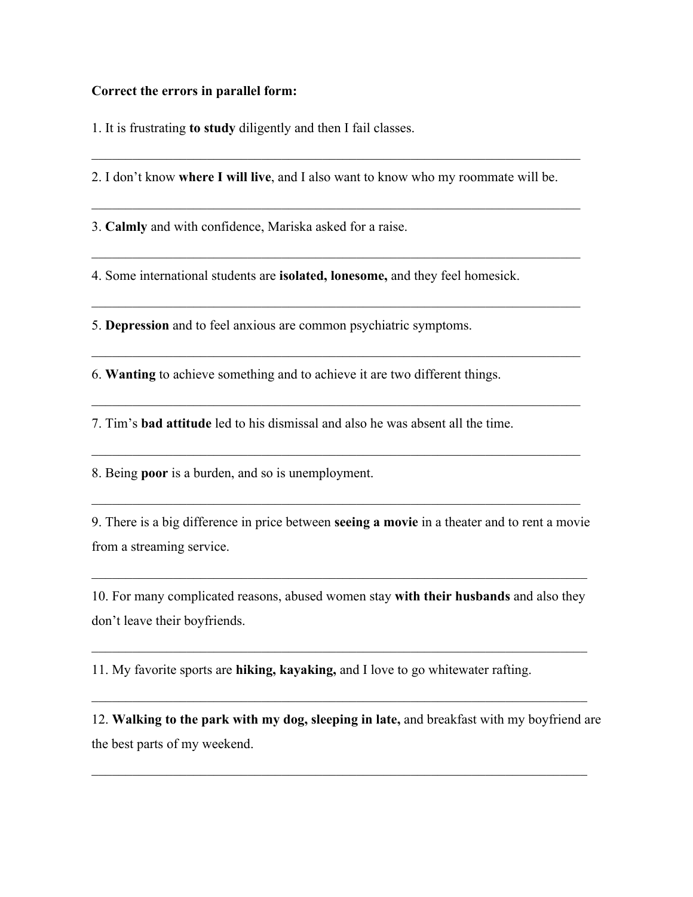**Correct the errors in parallel form:**

1. It is frustrating **to study** diligently and then I fail classes.

\_\_\_\_\_\_\_\_\_\_\_\_\_\_\_\_\_\_\_\_\_\_\_\_\_\_\_\_\_\_\_\_\_\_\_\_\_\_\_\_\_\_\_\_\_\_\_\_\_\_\_\_\_\_\_\_\_\_\_\_\_\_\_\_\_\_\_\_\_\_

2. I don't know **where I will live**, and I also want to know who my roommate will be.

\_\_\_\_\_\_\_\_\_\_\_\_\_\_\_\_\_\_\_\_\_\_\_\_\_\_\_\_\_\_\_\_\_\_\_\_\_\_\_\_\_\_\_\_\_\_\_\_\_\_\_\_\_\_\_\_\_\_\_\_\_\_\_\_\_\_\_\_\_\_

3. **Calmly** and with confidence, Mariska asked for a raise.

\_\_\_\_\_\_\_\_\_\_\_\_\_\_\_\_\_\_\_\_\_\_\_\_\_\_\_\_\_\_\_\_\_\_\_\_\_\_\_\_\_\_\_\_\_\_\_\_\_\_\_\_\_\_\_\_\_\_\_\_\_\_\_\_\_\_\_\_\_\_

4. Some international students are **isolated, lonesome,** and they feel homesick.

\_\_\_\_\_\_\_\_\_\_\_\_\_\_\_\_\_\_\_\_\_\_\_\_\_\_\_\_\_\_\_\_\_\_\_\_\_\_\_\_\_\_\_\_\_\_\_\_\_\_\_\_\_\_\_\_\_\_\_\_\_\_\_\_\_\_\_\_\_\_

5. **Depression** and to feel anxious are common psychiatric symptoms.

\_\_\_\_\_\_\_\_\_\_\_\_\_\_\_\_\_\_\_\_\_\_\_\_\_\_\_\_\_\_\_\_\_\_\_\_\_\_\_\_\_\_\_\_\_\_\_\_\_\_\_\_\_\_\_\_\_\_\_\_\_\_\_\_\_\_\_\_\_\_

6. **Wanting** to achieve something and to achieve it are two different things.

\_\_\_\_\_\_\_\_\_\_\_\_\_\_\_\_\_\_\_\_\_\_\_\_\_\_\_\_\_\_\_\_\_\_\_\_\_\_\_\_\_\_\_\_\_\_\_\_\_\_\_\_\_\_\_\_\_\_\_\_\_\_\_\_\_\_\_\_\_\_

7. Tim's **bad attitude** led to his dismissal and also he was absent all the time.

\_\_\_\_\_\_\_\_\_\_\_\_\_\_\_\_\_\_\_\_\_\_\_\_\_\_\_\_\_\_\_\_\_\_\_\_\_\_\_\_\_\_\_\_\_\_\_\_\_\_\_\_\_\_\_\_\_\_\_\_\_\_\_\_\_\_\_\_\_\_

8. Being **poor** is a burden, and so is unemployment.

\_\_\_\_\_\_\_\_\_\_\_\_\_\_\_\_\_\_\_\_\_\_\_\_\_\_\_\_\_\_\_\_\_\_\_\_\_\_\_\_\_\_\_\_\_\_\_\_\_\_\_\_\_\_\_\_\_\_\_\_\_\_\_\_\_\_\_\_\_\_

9. There is a big difference in price between **seeing a movie** in a theater and to rent a movie from a streaming service.

\_\_\_\_\_\_\_\_\_\_\_\_\_\_\_\_\_\_\_\_\_\_\_\_\_\_\_\_\_\_\_\_\_\_\_\_\_\_\_\_\_\_\_\_\_\_\_\_\_\_\_\_\_\_\_\_\_\_\_\_\_\_\_\_\_\_\_\_\_\_

10. For many complicated reasons, abused women stay **with their husbands** and also they don't leave their boyfriends.

\_\_\_\_\_\_\_\_\_\_\_\_\_\_\_\_\_\_\_\_\_\_\_\_\_\_\_\_\_\_\_\_\_\_\_\_\_\_\_\_\_\_\_\_\_\_\_\_\_\_\_\_\_\_\_\_\_\_\_\_\_\_\_\_\_\_\_\_\_\_

11. My favorite sports are **hiking, kayaking,** and I love to go whitewater rafting.

\_\_\_\_\_\_\_\_\_\_\_\_\_\_\_\_\_\_\_\_\_\_\_\_\_\_\_\_\_\_\_\_\_\_\_\_\_\_\_\_\_\_\_\_\_\_\_\_\_\_\_\_\_\_\_\_\_\_\_\_\_\_\_\_\_\_\_\_\_\_

12. **Walking to the park with my dog, sleeping in late,** and breakfast with my boyfriend are the best parts of my weekend.

\_\_\_\_\_\_\_\_\_\_\_\_\_\_\_\_\_\_\_\_\_\_\_\_\_\_\_\_\_\_\_\_\_\_\_\_\_\_\_\_\_\_\_\_\_\_\_\_\_\_\_\_\_\_\_\_\_\_\_\_\_\_\_\_\_\_\_\_\_\_